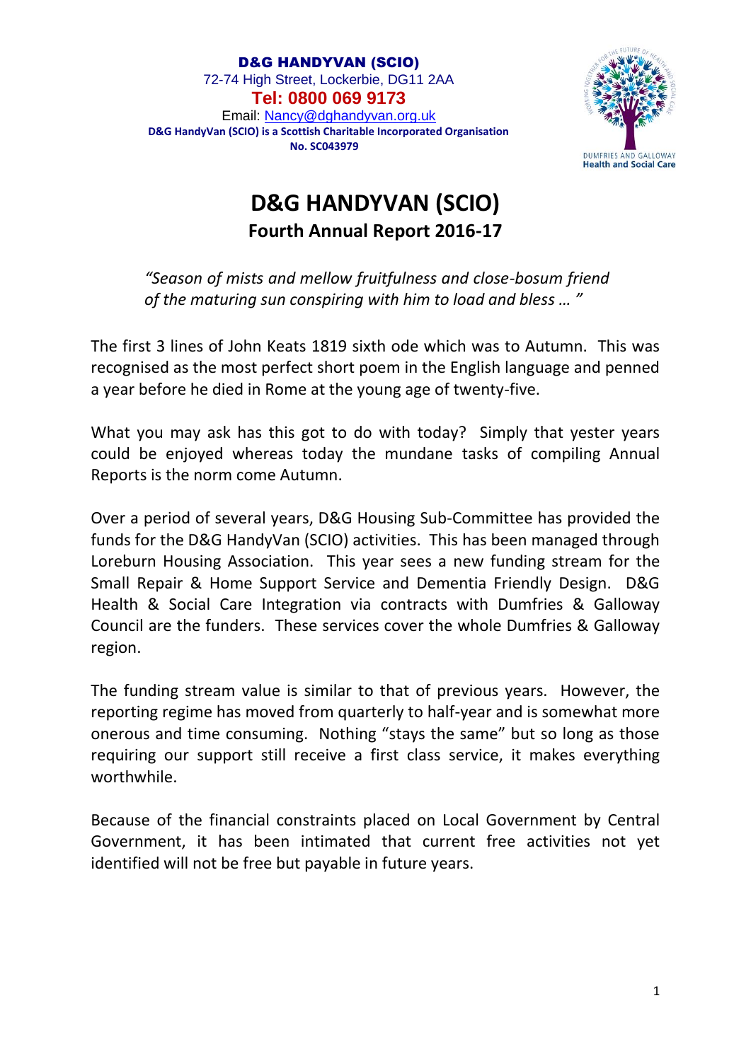**D&G HANDYVAN (SCIO)**
72-74 High Street, Lockerbie, DG11 2AA
**Tel: 0800 069 9173**
Email: Nancy@dghandyvan.org.uk
**D&G HandyVan (SCIO) is a Scottish Charitable Incorporated Organisation No. SC043979**

DUMFRIES AND GALLOWAY
Health and Social Care

# D&G HANDYVAN (SCIO)

## Fourth Annual Report 2016-17

*"Season of mists and mellow fruitfulness and close-bosum friend of the maturing sun conspiring with him to load and bless … "*

The first 3 lines of John Keats 1819 sixth ode which was to Autumn. This was recognised as the most perfect short poem in the English language and penned a year before he died in Rome at the young age of twenty-five.

What you may ask has this got to do with today? Simply that yester years could be enjoyed whereas today the mundane tasks of compiling Annual Reports is the norm come Autumn.

Over a period of several years, D&G Housing Sub-Committee has provided the funds for the D&G HandyVan (SCIO) activities. This has been managed through Loreburn Housing Association. This year sees a new funding stream for the Small Repair & Home Support Service and Dementia Friendly Design. D&G Health & Social Care Integration via contracts with Dumfries & Galloway Council are the funders. These services cover the whole Dumfries & Galloway region.

The funding stream value is similar to that of previous years. However, the reporting regime has moved from quarterly to half-year and is somewhat more onerous and time consuming. Nothing "stays the same" but so long as those requiring our support still receive a first class service, it makes everything worthwhile.

Because of the financial constraints placed on Local Government by Central Government, it has been intimated that current free activities not yet identified will not be free but payable in future years.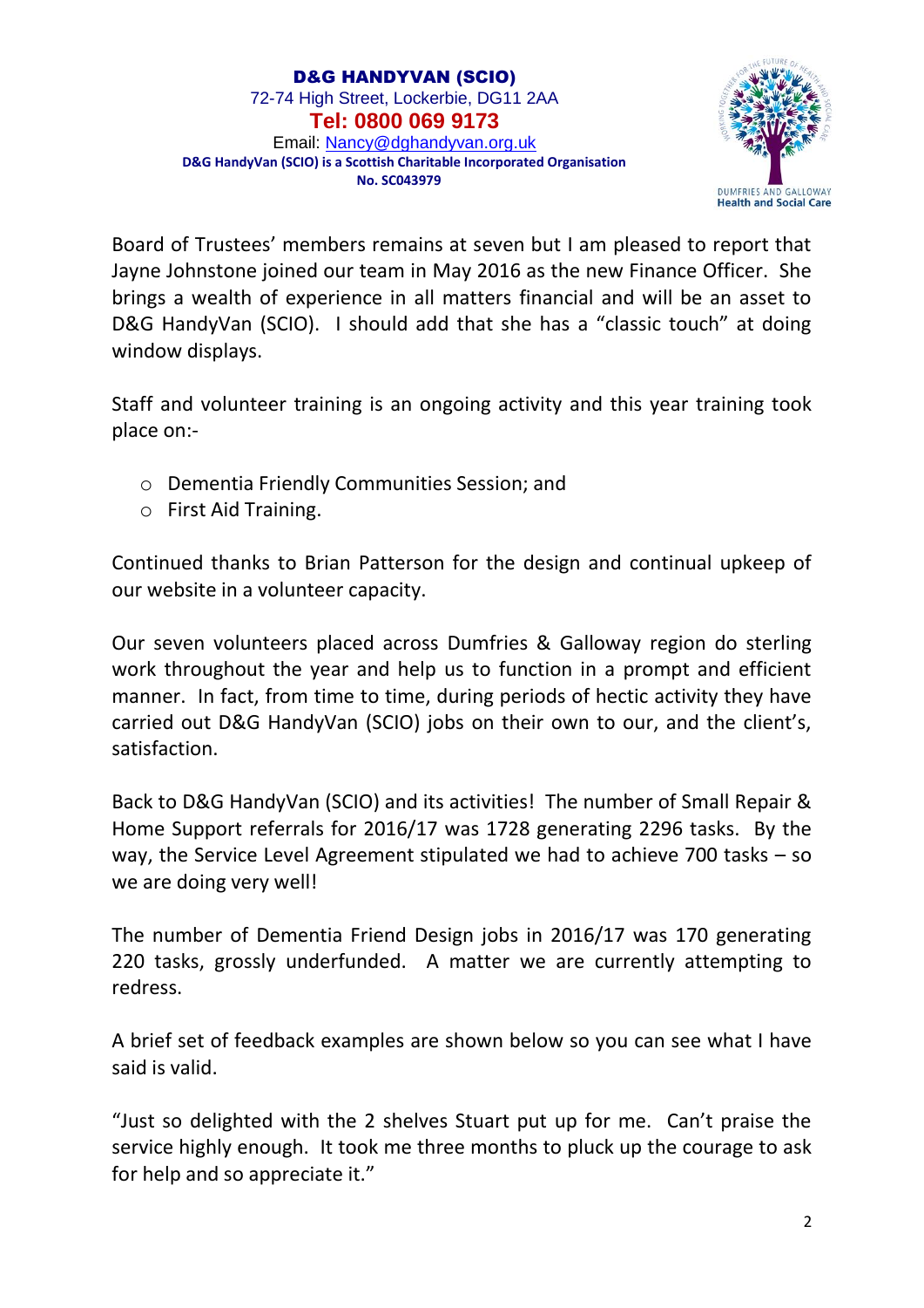**D&G HANDYVAN (SCIO)**
72-74 High Street, Lockerbie, DG11 2AA
**Tel: 0800 069 9173**
Email: Nancy@dghandyvan.org.uk
**D&G HandyVan (SCIO) is a Scottish Charitable Incorporated Organisation No. SC043979**

Board of Trustees' members remains at seven but I am pleased to report that Jayne Johnstone joined our team in May 2016 as the new Finance Officer. She brings a wealth of experience in all matters financial and will be an asset to D&G HandyVan (SCIO). I should add that she has a "classic touch" at doing window displays.

Staff and volunteer training is an ongoing activity and this year training took place on:-

- Dementia Friendly Communities Session; and
- First Aid Training.

Continued thanks to Brian Patterson for the design and continual upkeep of our website in a volunteer capacity.

Our seven volunteers placed across Dumfries & Galloway region do sterling work throughout the year and help us to function in a prompt and efficient manner. In fact, from time to time, during periods of hectic activity they have carried out D&G HandyVan (SCIO) jobs on their own to our, and the client's, satisfaction.

Back to D&G HandyVan (SCIO) and its activities! The number of Small Repair & Home Support referrals for 2016/17 was 1728 generating 2296 tasks. By the way, the Service Level Agreement stipulated we had to achieve 700 tasks – so we are doing very well!

The number of Dementia Friend Design jobs in 2016/17 was 170 generating 220 tasks, grossly underfunded. A matter we are currently attempting to redress.

A brief set of feedback examples are shown below so you can see what I have said is valid.

"Just so delighted with the 2 shelves Stuart put up for me. Can't praise the service highly enough. It took me three months to pluck up the courage to ask for help and so appreciate it."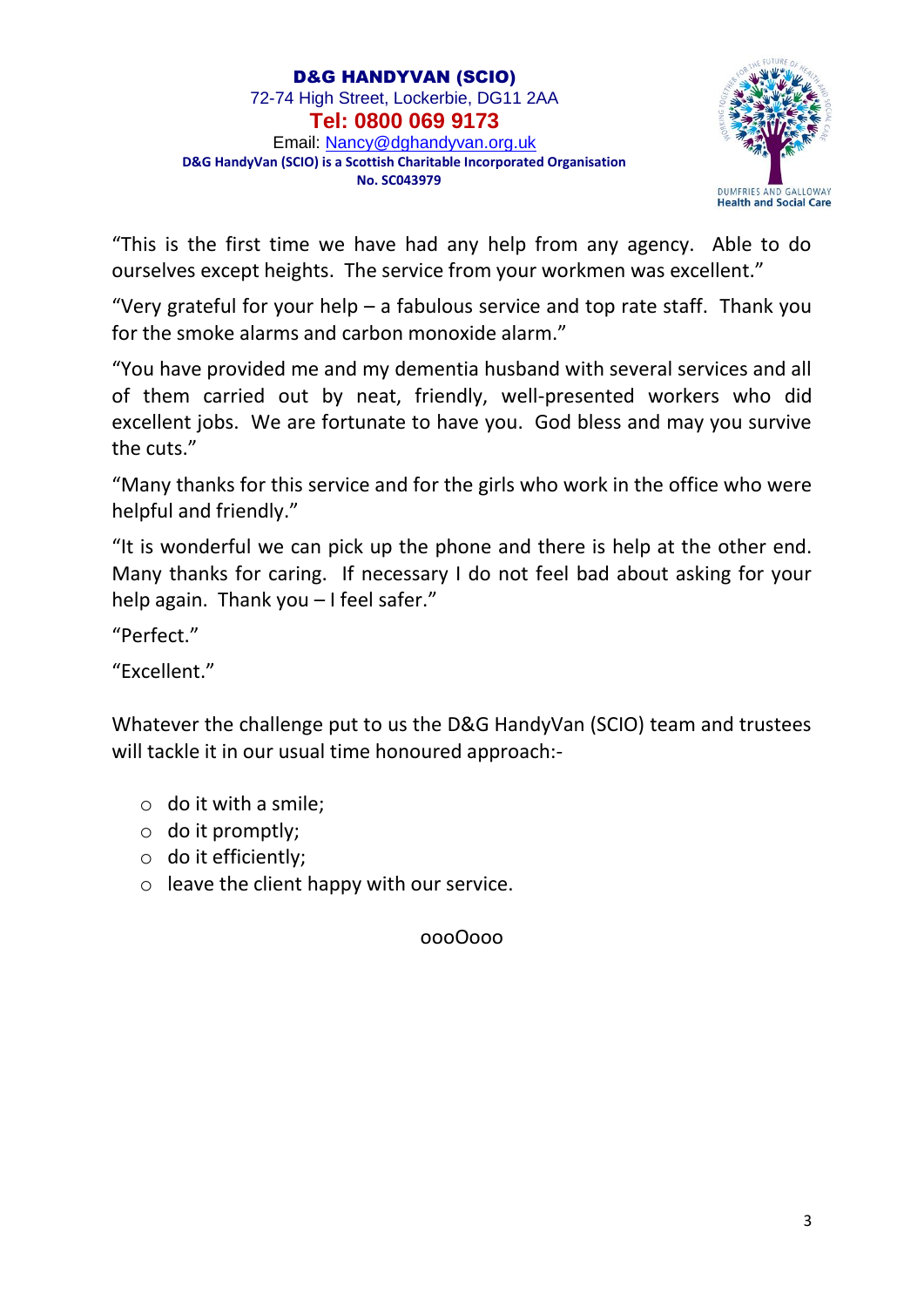“This is the first time we have had any help from any agency. Able to do ourselves except heights. The service from your workmen was excellent.”

“Very grateful for your help – a fabulous service and top rate staff. Thank you for the smoke alarms and carbon monoxide alarm.”

“You have provided me and my dementia husband with several services and all of them carried out by neat, friendly, well-presented workers who did excellent jobs. We are fortunate to have you. God bless and may you survive the cuts.”

“Many thanks for this service and for the girls who work in the office who were helpful and friendly.”

“It is wonderful we can pick up the phone and there is help at the other end. Many thanks for caring. If necessary I do not feel bad about asking for your help again. Thank you – I feel safer.”

“Perfect.”

“Excellent.”

Whatever the challenge put to us the D&G HandyVan (SCIO) team and trustees will tackle it in our usual time honoured approach:-

- do it with a smile;
- do it promptly;
- do it efficiently;
- leave the client happy with our service.

oooOooo